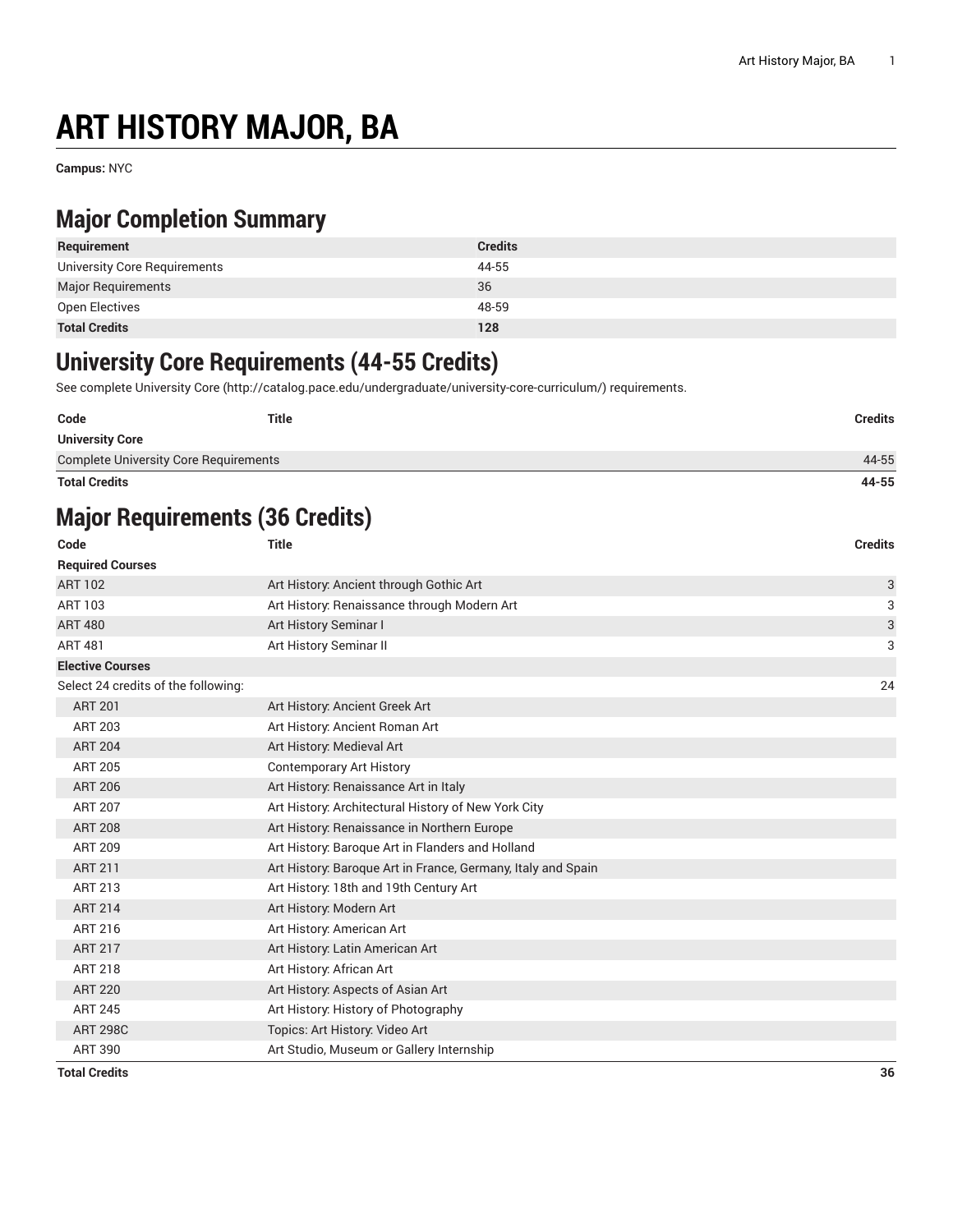# ART HISTORY MAJOR, BA

**Campus:** NYC

## Major Completion Summary

| Requirement | Credits |
|---|---|
| University Core Requirements | 44-55 |
| Major Requirements | 36 |
| Open Electives | 48-59 |
| **Total Credits** | **128** |

## University Core Requirements (44-55 Credits)

See complete University Core (http://catalog.pace.edu/undergraduate/university-core-curriculum/) requirements.

| Code | Title | Credits |
|---|---|---|
| **University Core** | | |
| Complete University Core Requirements | | 44-55 |
| **Total Credits** | | **44-55** |

## Major Requirements (36 Credits)

| Code | Title | Credits |
|---|---|---|
| **Required Courses** | | |
| ART 102 | Art History: Ancient through Gothic Art | 3 |
| ART 103 | Art History: Renaissance through Modern Art | 3 |
| ART 480 | Art History Seminar I | 3 |
| ART 481 | Art History Seminar II | 3 |
| **Elective Courses** | | |
| Select 24 credits of the following: | | 24 |
| ART 201 | Art History: Ancient Greek Art | |
| ART 203 | Art History: Ancient Roman Art | |
| ART 204 | Art History: Medieval Art | |
| ART 205 | Contemporary Art History | |
| ART 206 | Art History: Renaissance Art in Italy | |
| ART 207 | Art History: Architectural History of New York City | |
| ART 208 | Art History: Renaissance in Northern Europe | |
| ART 209 | Art History: Baroque Art in Flanders and Holland | |
| ART 211 | Art History: Baroque Art in France, Germany, Italy and Spain | |
| ART 213 | Art History: 18th and 19th Century Art | |
| ART 214 | Art History: Modern Art | |
| ART 216 | Art History: American Art | |
| ART 217 | Art History: Latin American Art | |
| ART 218 | Art History: African Art | |
| ART 220 | Art History: Aspects of Asian Art | |
| ART 245 | Art History: History of Photography | |
| ART 298C | Topics: Art History: Video Art | |
| ART 390 | Art Studio, Museum or Gallery Internship | |
| **Total Credits** | | **36** |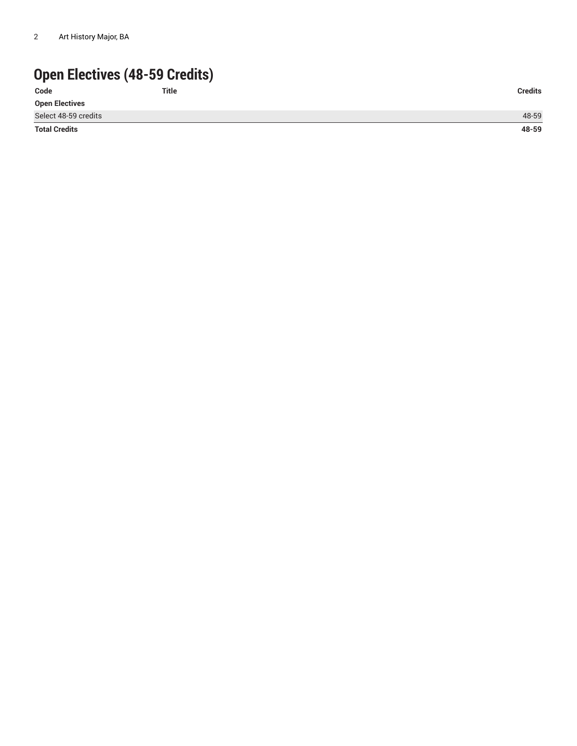## Open Electives (48-59 Credits)

| Code | Title | Credits |
|---|---|---|
| **Open Electives** | | |
| Select 48-59 credits | | 48-59 |
| **Total Credits** | | **48-59** |